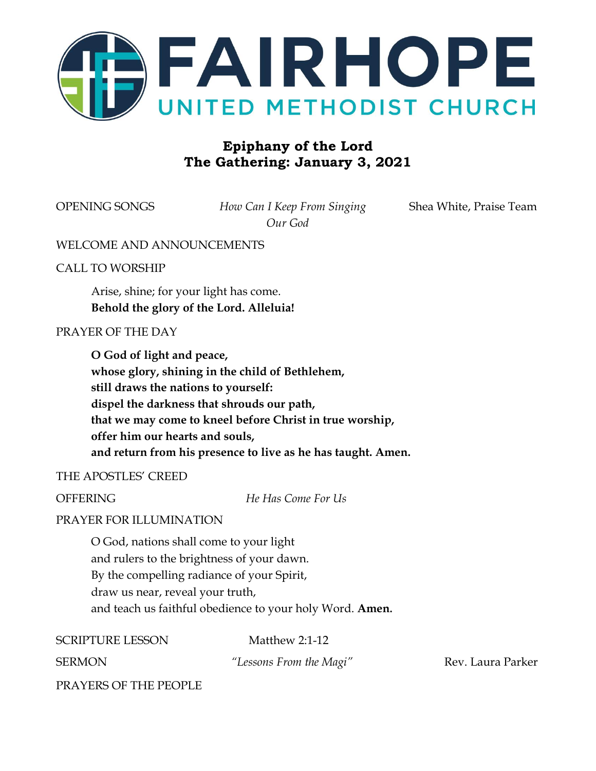# FAIRHOPE
## UNITED METHODIST CHURCH

## Epiphany of the Lord
## The Gathering: January 3, 2021

OPENING SONGS *How Can I Keep From Singing* Shea White, Praise Team
*Our God*

WELCOME AND ANNOUNCEMENTS

CALL TO WORSHIP

Arise, shine; for your light has come.
**Behold the glory of the Lord. Alleluia!**

PRAYER OF THE DAY

**O God of light and peace,**
**whose glory, shining in the child of Bethlehem,**
**still draws the nations to yourself:**
**dispel the darkness that shrouds our path,**
**that we may come to kneel before Christ in true worship,**
**offer him our hearts and souls,**
**and return from his presence to live as he has taught. Amen.**

THE APOSTLES' CREED

OFFERING *He Has Come For Us*

PRAYER FOR ILLUMINATION

O God, nations shall come to your light
and rulers to the brightness of your dawn.
By the compelling radiance of your Spirit,
draw us near, reveal your truth,
and teach us faithful obedience to your holy Word. **Amen.**

SCRIPTURE LESSON Matthew 2:1-12

SERMON *"Lessons From the Magi"* Rev. Laura Parker

PRAYERS OF THE PEOPLE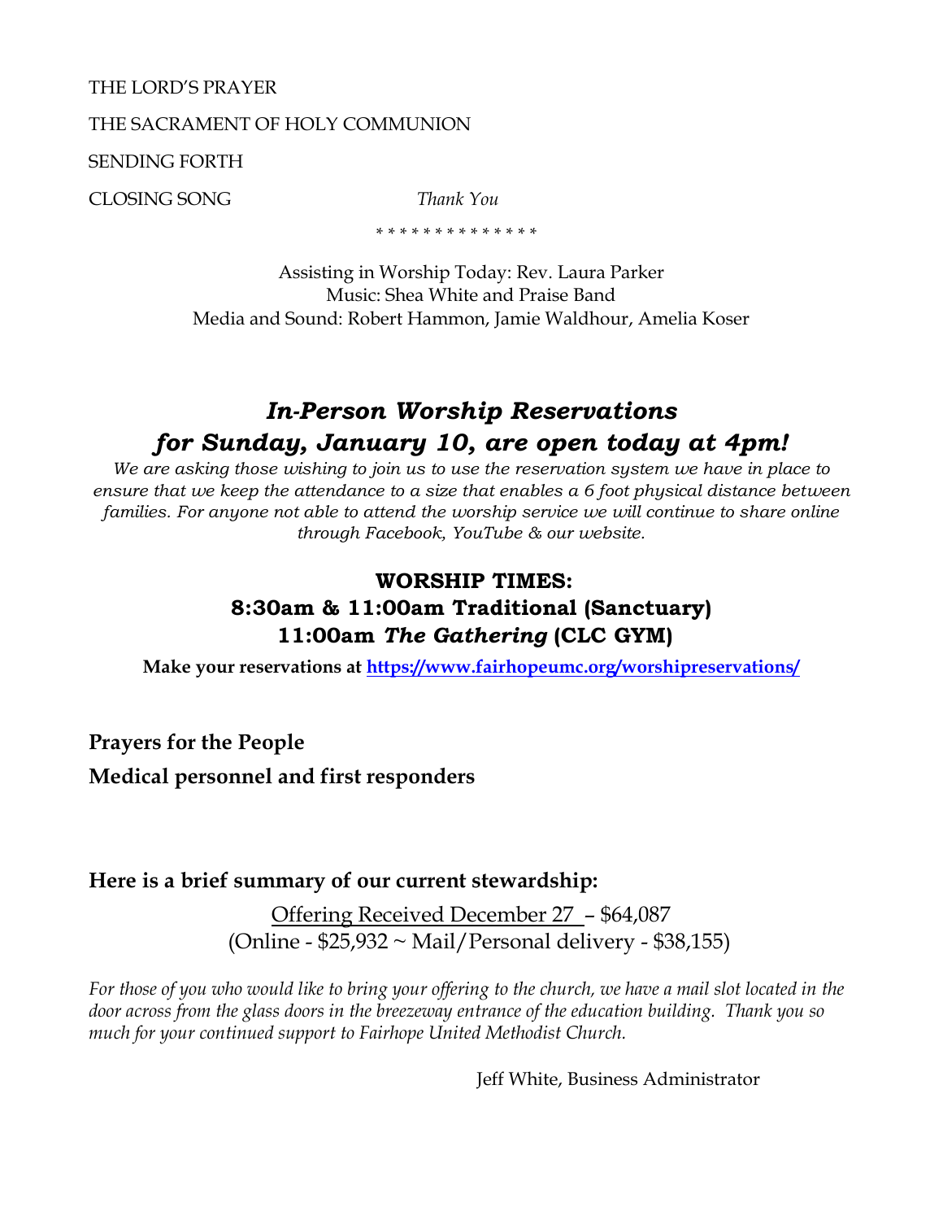THE LORD'S PRAYER

THE SACRAMENT OF HOLY COMMUNION

SENDING FORTH

CLOSING SONG *Thank You*

* * * * * * * * * * * * * *

Assisting in Worship Today: Rev. Laura Parker
Music: Shea White and Praise Band
Media and Sound: Robert Hammon, Jamie Waldhour, Amelia Koser

## *In-Person Worship Reservations for Sunday, January 10, are open today at 4pm!*

*We are asking those wishing to join us to use the reservation system we have in place to ensure that we keep the attendance to a size that enables a 6 foot physical distance between families. For anyone not able to attend the worship service we will continue to share online through Facebook, YouTube & our website.*

### WORSHIP TIMES:
### 8:30am & 11:00am Traditional (Sanctuary)
### 11:00am *The Gathering* (CLC GYM)

**Make your reservations at [https://www.fairhopeumc.org/worshipreservations/](https://www.fairhopeumc.org/worshipreservations/)**

**Prayers for the People**

**Medical personnel and first responders**

**Here is a brief summary of our current stewardship:**

Offering Received December 27 – $64,087
(Online - $25,932 ~ Mail/Personal delivery - $38,155)

*For those of you who would like to bring your offering to the church, we have a mail slot located in the door across from the glass doors in the breezeway entrance of the education building. Thank you so much for your continued support to Fairhope United Methodist Church.*

Jeff White, Business Administrator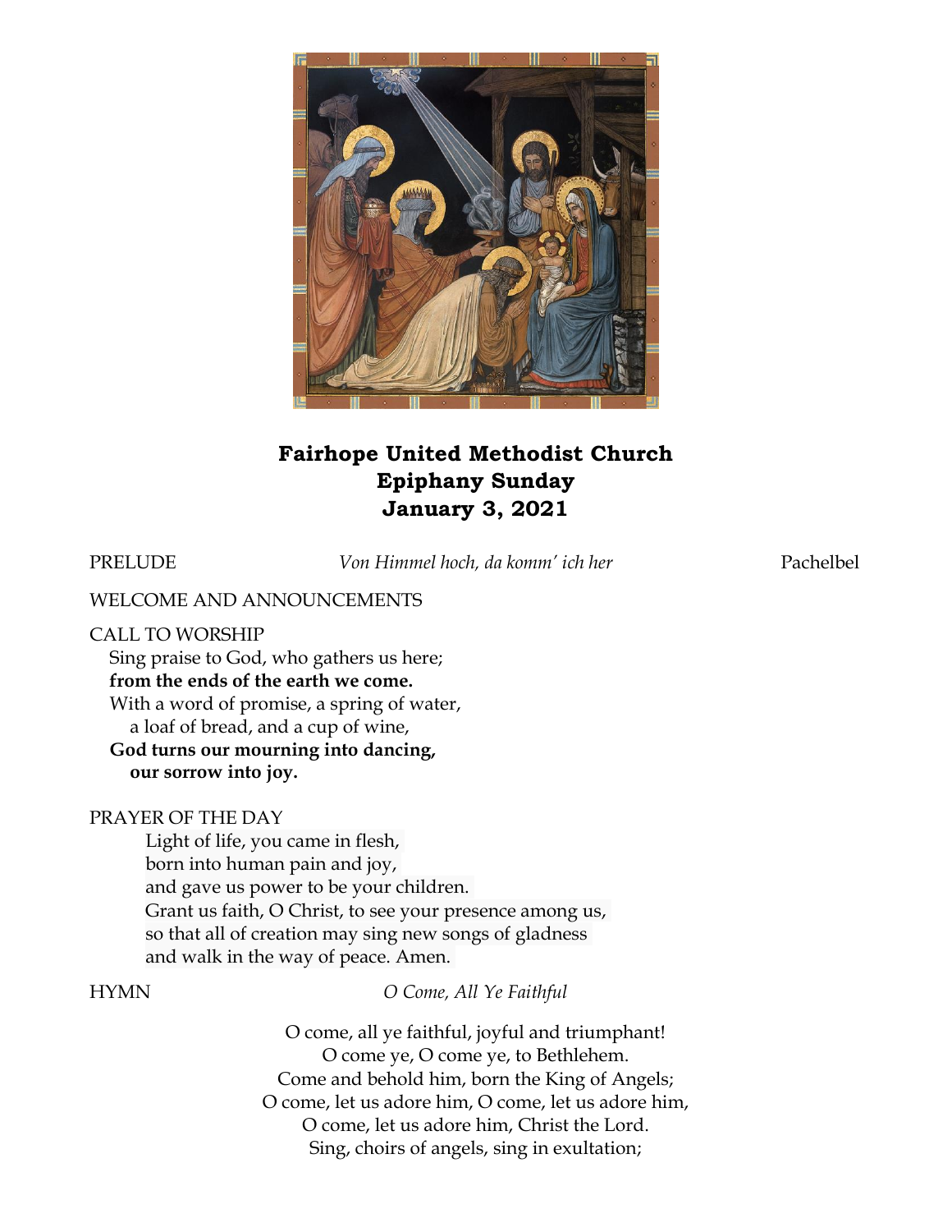**Fairhope United Methodist Church**
**Epiphany Sunday**
**January 3, 2021**

PRELUDE *Von Himmel hoch, da komm' ich her* Pachelbel

WELCOME AND ANNOUNCEMENTS

CALL TO WORSHIP

Sing praise to God, who gathers us here;
**from the ends of the earth we come.**
With a word of promise, a spring of water,
a loaf of bread, and a cup of wine,
**God turns our mourning into dancing,**
**our sorrow into joy.**

PRAYER OF THE DAY

Light of life, you came in flesh,
born into human pain and joy,
and gave us power to be your children.
Grant us faith, O Christ, to see your presence among us,
so that all of creation may sing new songs of gladness
and walk in the way of peace. Amen.

HYMN *O Come, All Ye Faithful*

O come, all ye faithful, joyful and triumphant!
O come ye, O come ye, to Bethlehem.
Come and behold him, born the King of Angels;
O come, let us adore him, O come, let us adore him,
O come, let us adore him, Christ the Lord.
Sing, choirs of angels, sing in exultation;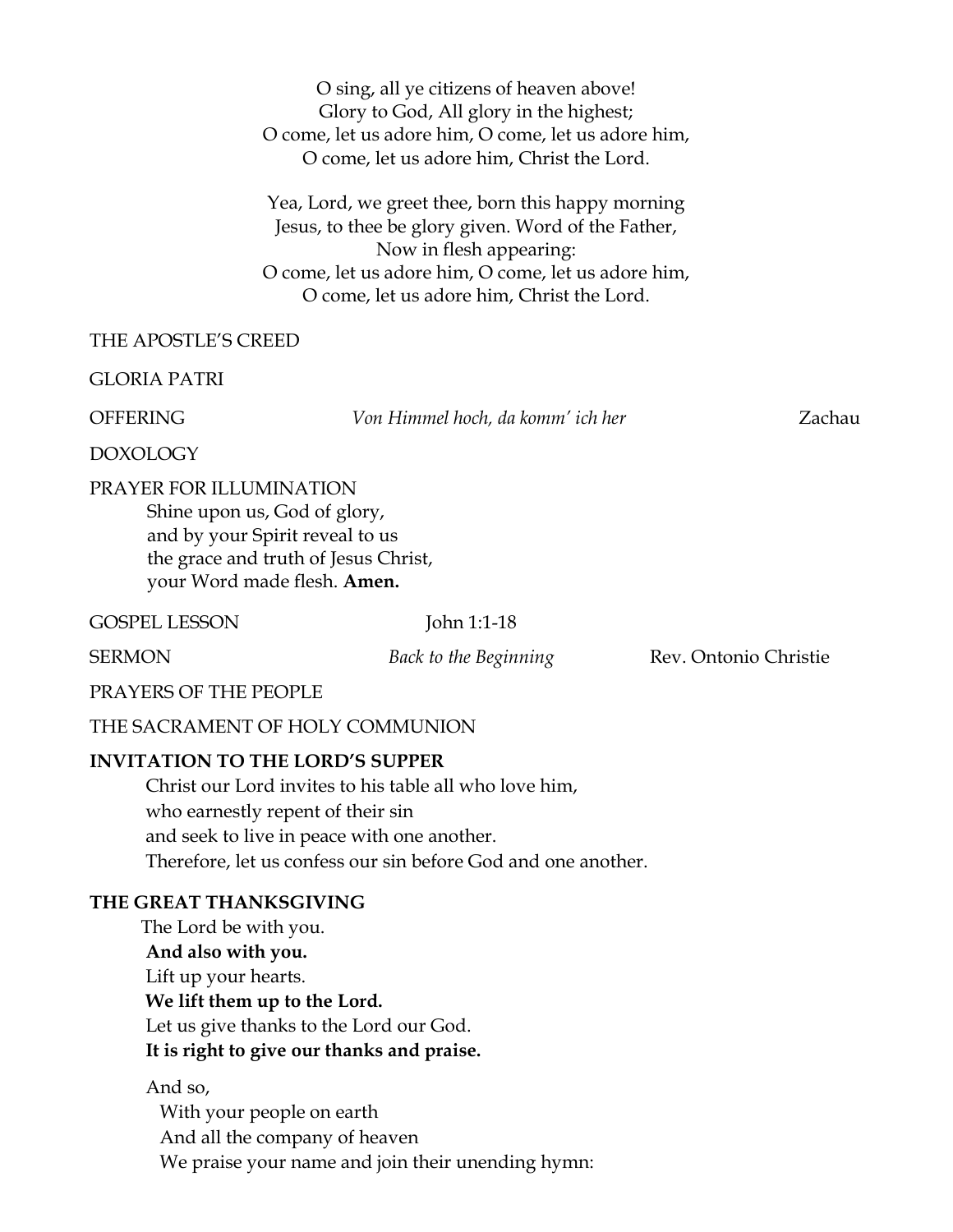O sing, all ye citizens of heaven above!  
Glory to God, All glory in the highest;  
O come, let us adore him, O come, let us adore him,  
O come, let us adore him, Christ the Lord.

Yea, Lord, we greet thee, born this happy morning  
Jesus, to thee be glory given. Word of the Father,  
Now in flesh appearing:  
O come, let us adore him, O come, let us adore him,  
O come, let us adore him, Christ the Lord.

THE APOSTLE'S CREED

GLORIA PATRI

OFFERING *Von Himmel hoch, da komm' ich her* Zachau

DOXOLOGY

PRAYER FOR ILLUMINATION

Shine upon us, God of glory,  
and by your Spirit reveal to us  
the grace and truth of Jesus Christ,  
your Word made flesh. **Amen.**

GOSPEL LESSON John 1:1-18

SERMON *Back to the Beginning* Rev. Ontonio Christie

PRAYERS OF THE PEOPLE

THE SACRAMENT OF HOLY COMMUNION

**INVITATION TO THE LORD'S SUPPER**

Christ our Lord invites to his table all who love him,  
who earnestly repent of their sin  
and seek to live in peace with one another.  
Therefore, let us confess our sin before God and one another.

**THE GREAT THANKSGIVING**

The Lord be with you.  
**And also with you.**  
Lift up your hearts.  
**We lift them up to the Lord.**  
Let us give thanks to the Lord our God.  
**It is right to give our thanks and praise.**

And so,  
With your people on earth  
And all the company of heaven  
We praise your name and join their unending hymn: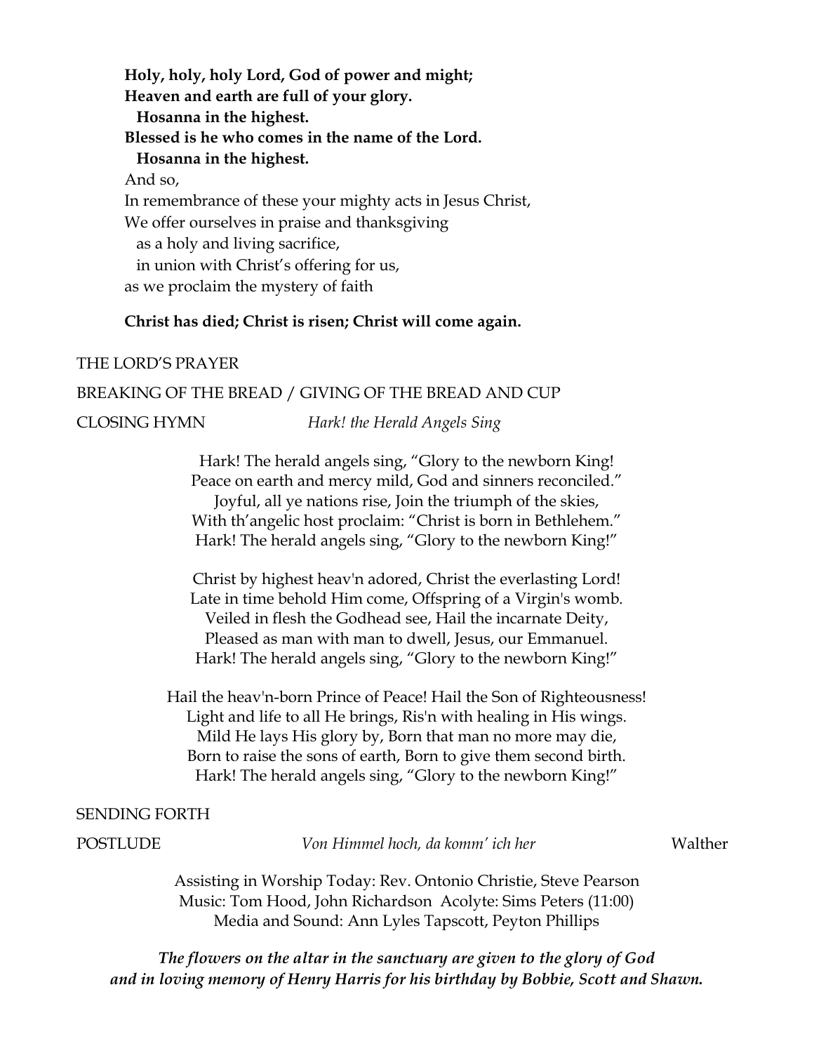**Holy, holy, holy Lord, God of power and might;**
**Heaven and earth are full of your glory.**
**Hosanna in the highest.**
**Blessed is he who comes in the name of the Lord.**
**Hosanna in the highest.**
And so,
In remembrance of these your mighty acts in Jesus Christ,
We offer ourselves in praise and thanksgiving
as a holy and living sacrifice,
in union with Christ's offering for us,
as we proclaim the mystery of faith

**Christ has died; Christ is risen; Christ will come again.**

THE LORD'S PRAYER

BREAKING OF THE BREAD / GIVING OF THE BREAD AND CUP

CLOSING HYMN *Hark! the Herald Angels Sing*

Hark! The herald angels sing, "Glory to the newborn King!
Peace on earth and mercy mild, God and sinners reconciled."
Joyful, all ye nations rise, Join the triumph of the skies,
With th'angelic host proclaim: "Christ is born in Bethlehem."
Hark! The herald angels sing, "Glory to the newborn King!"

Christ by highest heav'n adored, Christ the everlasting Lord!
Late in time behold Him come, Offspring of a Virgin's womb.
Veiled in flesh the Godhead see, Hail the incarnate Deity,
Pleased as man with man to dwell, Jesus, our Emmanuel.
Hark! The herald angels sing, "Glory to the newborn King!"

Hail the heav'n-born Prince of Peace! Hail the Son of Righteousness!
Light and life to all He brings, Ris'n with healing in His wings.
Mild He lays His glory by, Born that man no more may die,
Born to raise the sons of earth, Born to give them second birth.
Hark! The herald angels sing, "Glory to the newborn King!"

SENDING FORTH

POSTLUDE *Von Himmel hoch, da komm' ich her* Walther

Assisting in Worship Today: Rev. Ontonio Christie, Steve Pearson
Music: Tom Hood, John Richardson Acolyte: Sims Peters (11:00)
Media and Sound: Ann Lyles Tapscott, Peyton Phillips

***The flowers on the altar in the sanctuary are given to the glory of God and in loving memory of Henry Harris for his birthday by Bobbie, Scott and Shawn.***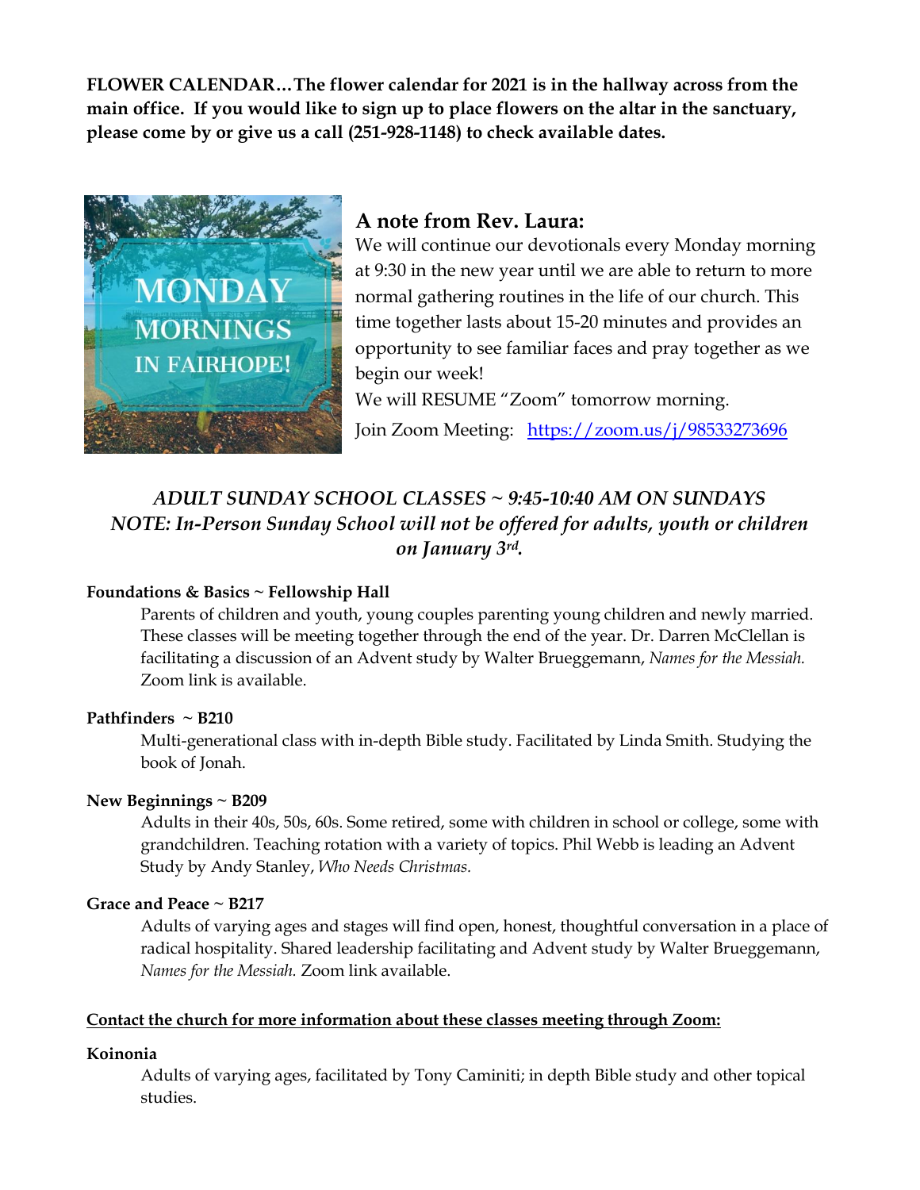**FLOWER CALENDAR…The flower calendar for 2021 is in the hallway across from the main office. If you would like to sign up to place flowers on the altar in the sanctuary, please come by or give us a call (251-928-1148) to check available dates.**

MONDAY MORNINGS IN FAIRHOPE!

## A note from Rev. Laura:

We will continue our devotionals every Monday morning at 9:30 in the new year until we are able to return to more normal gathering routines in the life of our church. This time together lasts about 15-20 minutes and provides an opportunity to see familiar faces and pray together as we begin our week!

We will RESUME "Zoom" tomorrow morning.

Join Zoom Meeting: [https://zoom.us/j/98533273696](https://zoom.us/j/98533273696)

### *ADULT SUNDAY SCHOOL CLASSES ~ 9:45-10:40 AM ON SUNDAYS*
### *NOTE: In-Person Sunday School will not be offered for adults, youth or children on January 3rd.*

**Foundations & Basics ~ Fellowship Hall**

Parents of children and youth, young couples parenting young children and newly married. These classes will be meeting together through the end of the year. Dr. Darren McClellan is facilitating a discussion of an Advent study by Walter Brueggemann, *Names for the Messiah.* Zoom link is available.

**Pathfinders ~ B210**

Multi-generational class with in-depth Bible study. Facilitated by Linda Smith. Studying the book of Jonah.

**New Beginnings ~ B209**

Adults in their 40s, 50s, 60s. Some retired, some with children in school or college, some with grandchildren. Teaching rotation with a variety of topics. Phil Webb is leading an Advent Study by Andy Stanley, *Who Needs Christmas.*

**Grace and Peace ~ B217**

Adults of varying ages and stages will find open, honest, thoughtful conversation in a place of radical hospitality. Shared leadership facilitating and Advent study by Walter Brueggemann, *Names for the Messiah.* Zoom link available.

**Contact the church for more information about these classes meeting through Zoom:**

**Koinonia**

Adults of varying ages, facilitated by Tony Caminiti; in depth Bible study and other topical studies.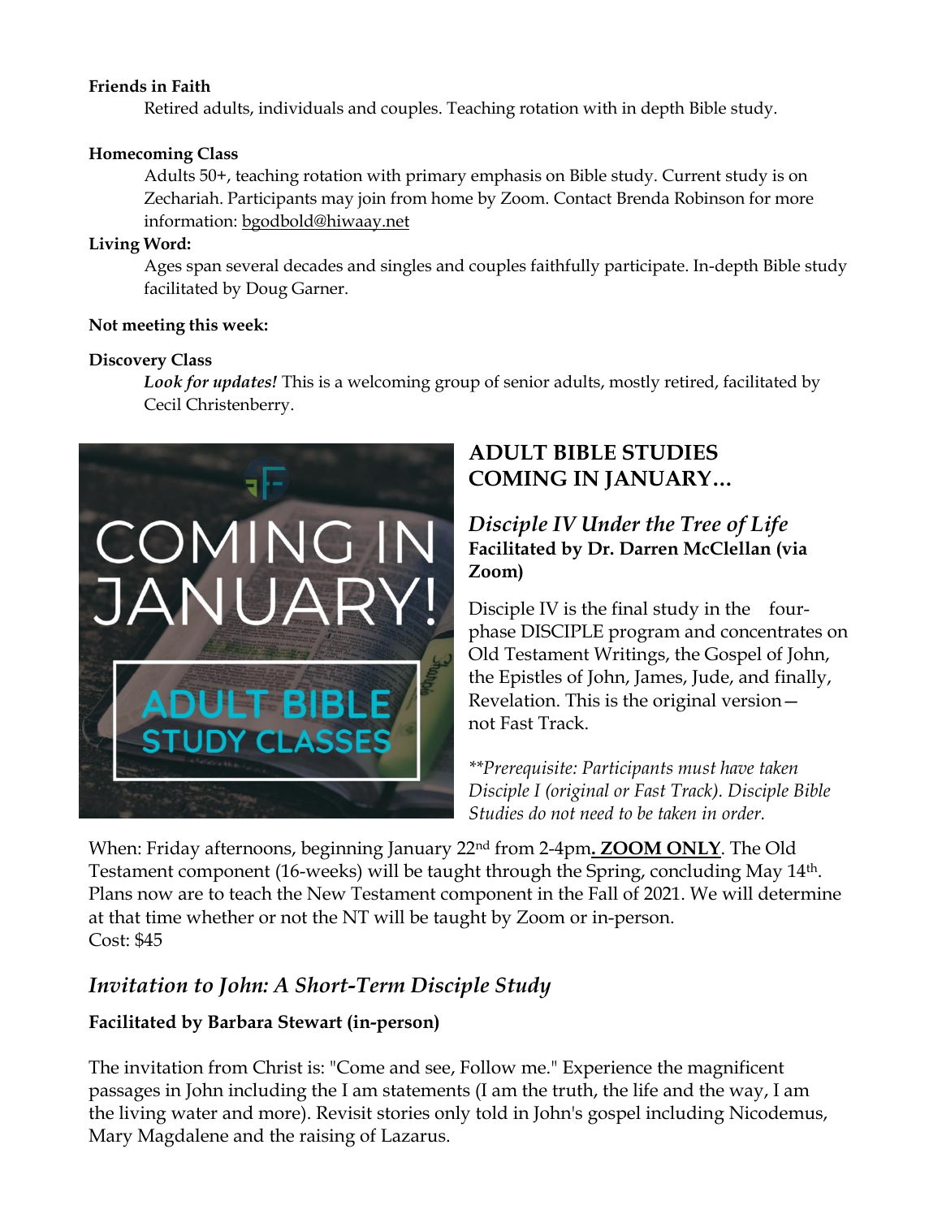**Friends in Faith**

Retired adults, individuals and couples. Teaching rotation with in depth Bible study.

**Homecoming Class**

Adults 50+, teaching rotation with primary emphasis on Bible study. Current study is on Zechariah. Participants may join from home by Zoom. Contact Brenda Robinson for more information: bgodbold@hiwaay.net

**Living Word:**

Ages span several decades and singles and couples faithfully participate. In-depth Bible study facilitated by Doug Garner.

**Not meeting this week:**

**Discovery Class**

***Look for updates!*** This is a welcoming group of senior adults, mostly retired, facilitated by Cecil Christenberry.

## ADULT BIBLE STUDIES COMING IN JANUARY…

### *Disciple IV Under the Tree of Life*

**Facilitated by Dr. Darren McClellan (via Zoom)**

Disciple IV is the final study in the four-phase DISCIPLE program and concentrates on Old Testament Writings, the Gospel of John, the Epistles of John, James, Jude, and finally, Revelation. This is the original version—not Fast Track.

*\*\*Prerequisite: Participants must have taken Disciple I (original or Fast Track). Disciple Bible Studies do not need to be taken in order.*

When: Friday afternoons, beginning January 22nd from 2-4pm**. <u>ZOOM ONLY</u>**. The Old Testament component (16-weeks) will be taught through the Spring, concluding May 14th. Plans now are to teach the New Testament component in the Fall of 2021. We will determine at that time whether or not the NT will be taught by Zoom or in-person.
Cost: $45

### *Invitation to John: A Short-Term Disciple Study*

**Facilitated by Barbara Stewart (in-person)**

The invitation from Christ is: "Come and see, Follow me." Experience the magnificent passages in John including the I am statements (I am the truth, the life and the way, I am the living water and more). Revisit stories only told in John's gospel including Nicodemus, Mary Magdalene and the raising of Lazarus.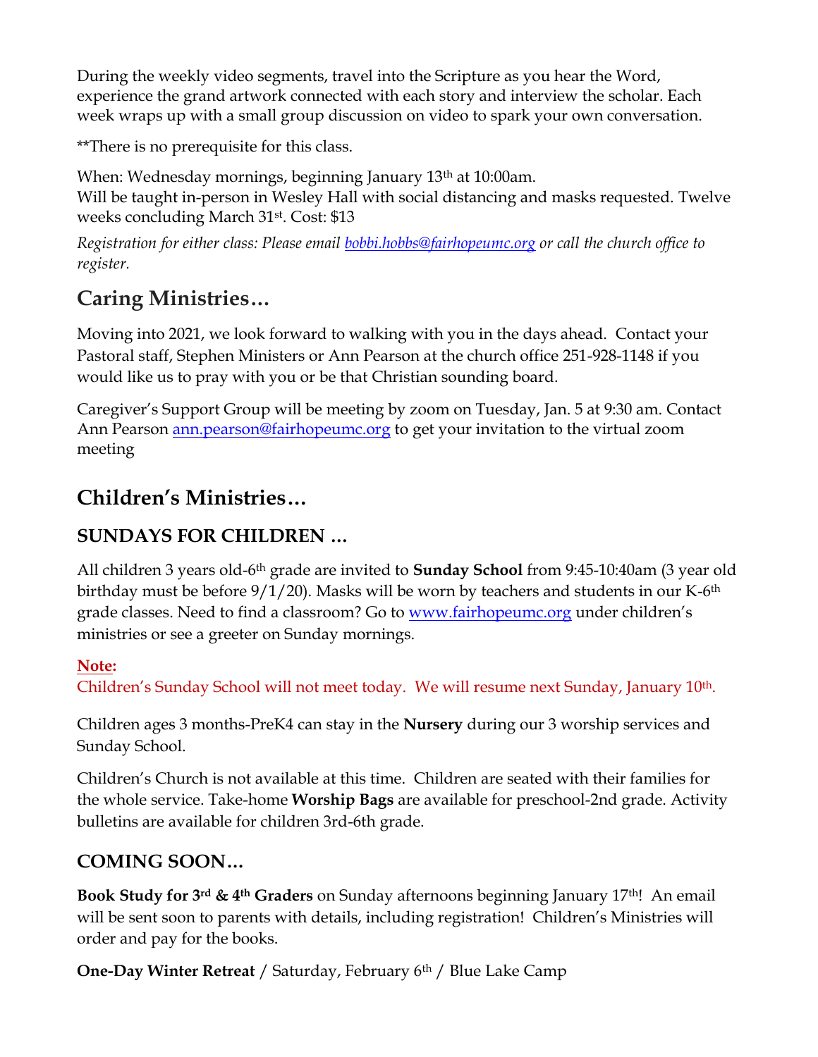During the weekly video segments, travel into the Scripture as you hear the Word, experience the grand artwork connected with each story and interview the scholar. Each week wraps up with a small group discussion on video to spark your own conversation.

**There is no prerequisite for this class.

When: Wednesday mornings, beginning January 13th at 10:00am.
Will be taught in-person in Wesley Hall with social distancing and masks requested. Twelve weeks concluding March 31st. Cost: $13

*Registration for either class: Please email bobbi.hobbs@fairhopeumc.org or call the church office to register.*

## Caring Ministries…

Moving into 2021, we look forward to walking with you in the days ahead. Contact your Pastoral staff, Stephen Ministers or Ann Pearson at the church office 251-928-1148 if you would like us to pray with you or be that Christian sounding board.

Caregiver's Support Group will be meeting by zoom on Tuesday, Jan. 5 at 9:30 am. Contact Ann Pearson ann.pearson@fairhopeumc.org to get your invitation to the virtual zoom meeting

## Children's Ministries…

### SUNDAYS FOR CHILDREN …

All children 3 years old-6th grade are invited to **Sunday School** from 9:45-10:40am (3 year old birthday must be before 9/1/20). Masks will be worn by teachers and students in our K-6th grade classes. Need to find a classroom? Go to www.fairhopeumc.org under children's ministries or see a greeter on Sunday mornings.

**Note:**
Children's Sunday School will not meet today. We will resume next Sunday, January 10th.

Children ages 3 months-PreK4 can stay in the **Nursery** during our 3 worship services and Sunday School.

Children's Church is not available at this time. Children are seated with their families for the whole service. Take-home **Worship Bags** are available for preschool-2nd grade. Activity bulletins are available for children 3rd-6th grade.

### COMING SOON…

**Book Study for 3rd & 4th Graders** on Sunday afternoons beginning January 17th! An email will be sent soon to parents with details, including registration! Children's Ministries will order and pay for the books.

**One-Day Winter Retreat** / Saturday, February 6th / Blue Lake Camp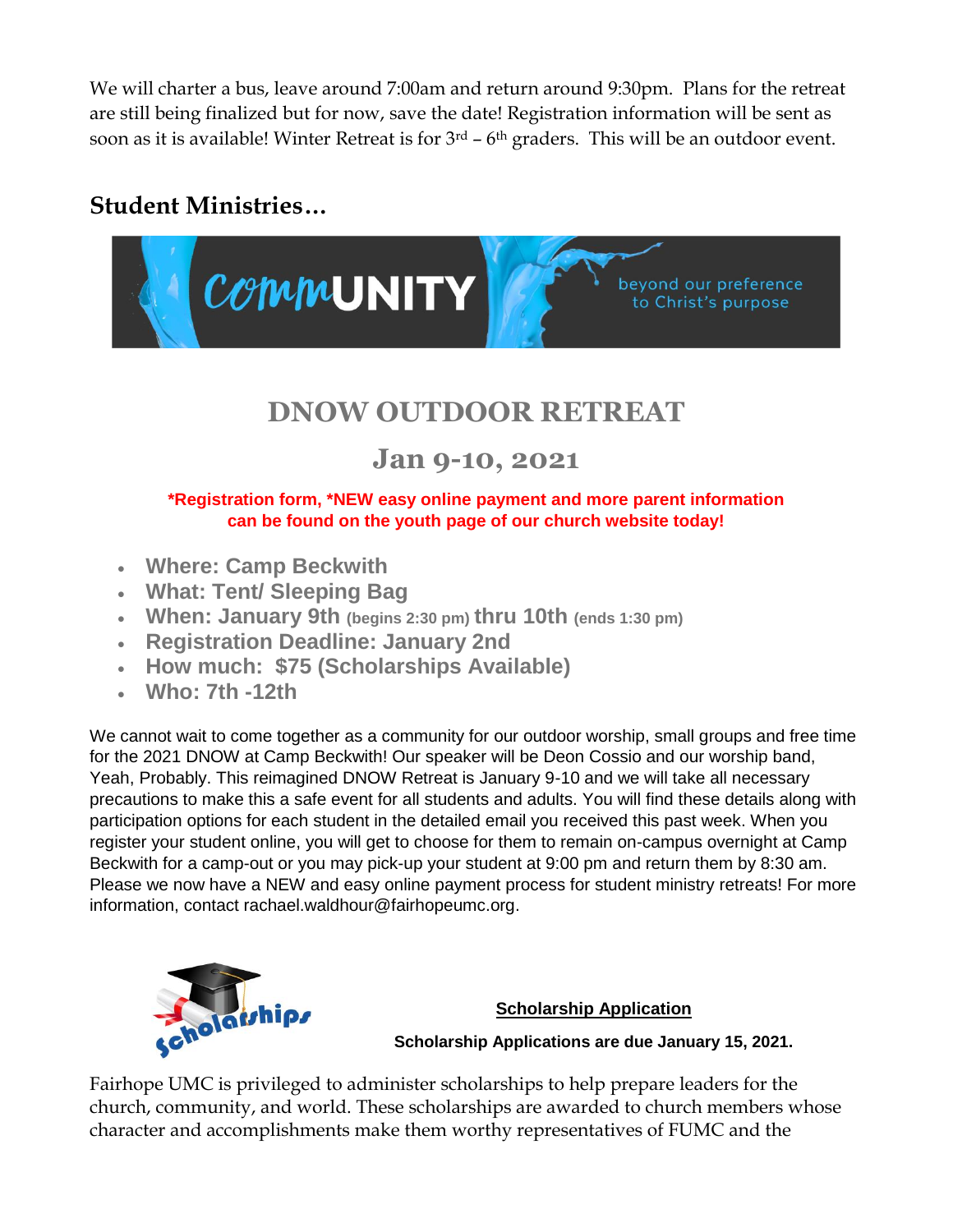We will charter a bus, leave around 7:00am and return around 9:30pm. Plans for the retreat are still being finalized but for now, save the date! Registration information will be sent as soon as it is available! Winter Retreat is for 3rd – 6th graders. This will be an outdoor event.

## Student Ministries…

CommUNITY beyond our preference to Christ's purpose

# DNOW OUTDOOR RETREAT

## Jan 9-10, 2021

**\*Registration form, \*NEW easy online payment and more parent information can be found on the youth page of our church website today!**

- **Where: Camp Beckwith**
- **What: Tent/ Sleeping Bag**
- **When: January 9th (begins 2:30 pm) thru 10th (ends 1:30 pm)**
- **Registration Deadline: January 2nd**
- **How much: $75 (Scholarships Available)**
- **Who: 7th -12th**

We cannot wait to come together as a community for our outdoor worship, small groups and free time for the 2021 DNOW at Camp Beckwith! Our speaker will be Deon Cossio and our worship band, Yeah, Probably. This reimagined DNOW Retreat is January 9-10 and we will take all necessary precautions to make this a safe event for all students and adults. You will find these details along with participation options for each student in the detailed email you received this past week. When you register your student online, you will get to choose for them to remain on-campus overnight at Camp Beckwith for a camp-out or you may pick-up your student at 9:00 pm and return them by 8:30 am. Please we now have a NEW and easy online payment process for student ministry retreats! For more information, contact rachael.waldhour@fairhopeumc.org.

Scholarships

**Scholarship Application**

**Scholarship Applications are due January 15, 2021.**

Fairhope UMC is privileged to administer scholarships to help prepare leaders for the church, community, and world. These scholarships are awarded to church members whose character and accomplishments make them worthy representatives of FUMC and the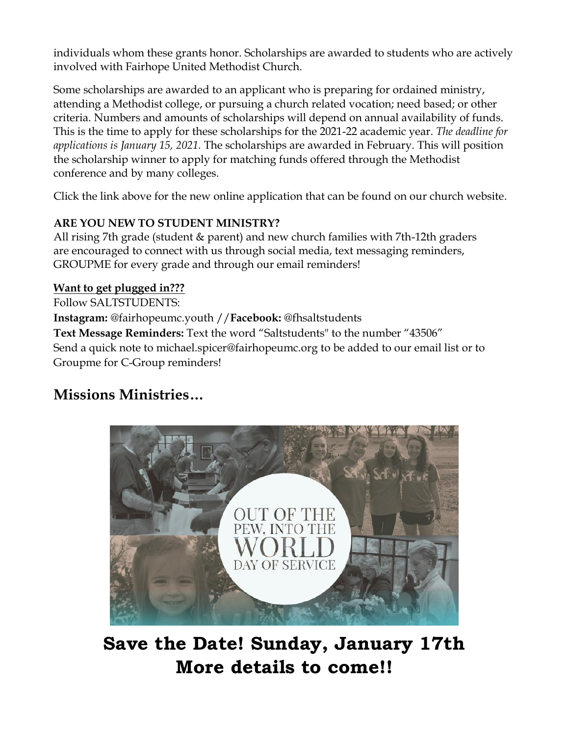individuals whom these grants honor. Scholarships are awarded to students who are actively involved with Fairhope United Methodist Church.

Some scholarships are awarded to an applicant who is preparing for ordained ministry, attending a Methodist college, or pursuing a church related vocation; need based; or other criteria. Numbers and amounts of scholarships will depend on annual availability of funds. This is the time to apply for these scholarships for the 2021-22 academic year. *The deadline for applications is January 15, 2021.* The scholarships are awarded in February. This will position the scholarship winner to apply for matching funds offered through the Methodist conference and by many colleges.

Click the link above for the new online application that can be found on our church website.

**ARE YOU NEW TO STUDENT MINISTRY?**
All rising 7th grade (student & parent) and new church families with 7th-12th graders are encouraged to connect with us through social media, text messaging reminders, GROUPME for every grade and through our email reminders!

**Want to get plugged in???**
Follow SALTSTUDENTS:
**Instagram:** @fairhopeumc.youth //**Facebook:** @fhsaltstudents
**Text Message Reminders:** Text the word "Saltstudents" to the number "43506"
Send a quick note to michael.spicer@fairhopeumc.org to be added to our email list or to Groupme for C-Group reminders!

## Missions Ministries…

OUT OF THE PEW, INTO THE WORLD DAY OF SERVICE

**Save the Date! Sunday, January 17th**
**More details to come!!**